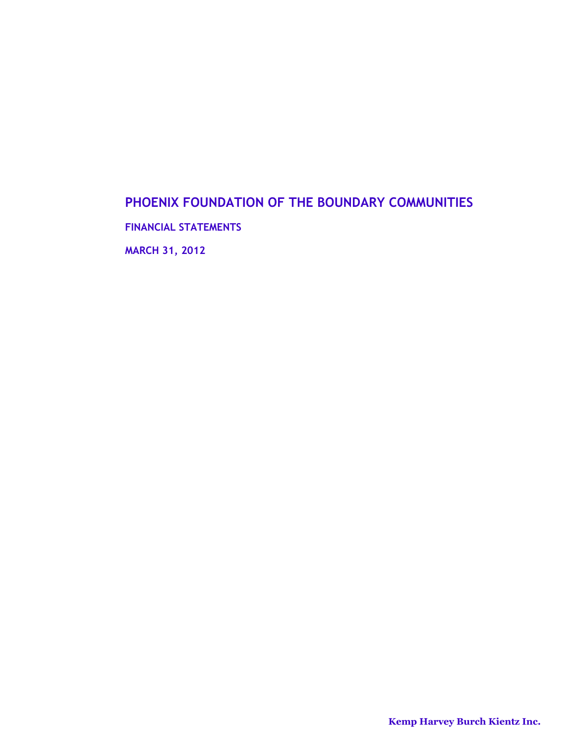# PHOENIX FOUNDATION OF THE BOUNDARY COMMUNITIES

**FINANCIAL STATEMENTS**

**MARCH 31, 2012**

**Kemp Harvey Burch Kientz Inc.**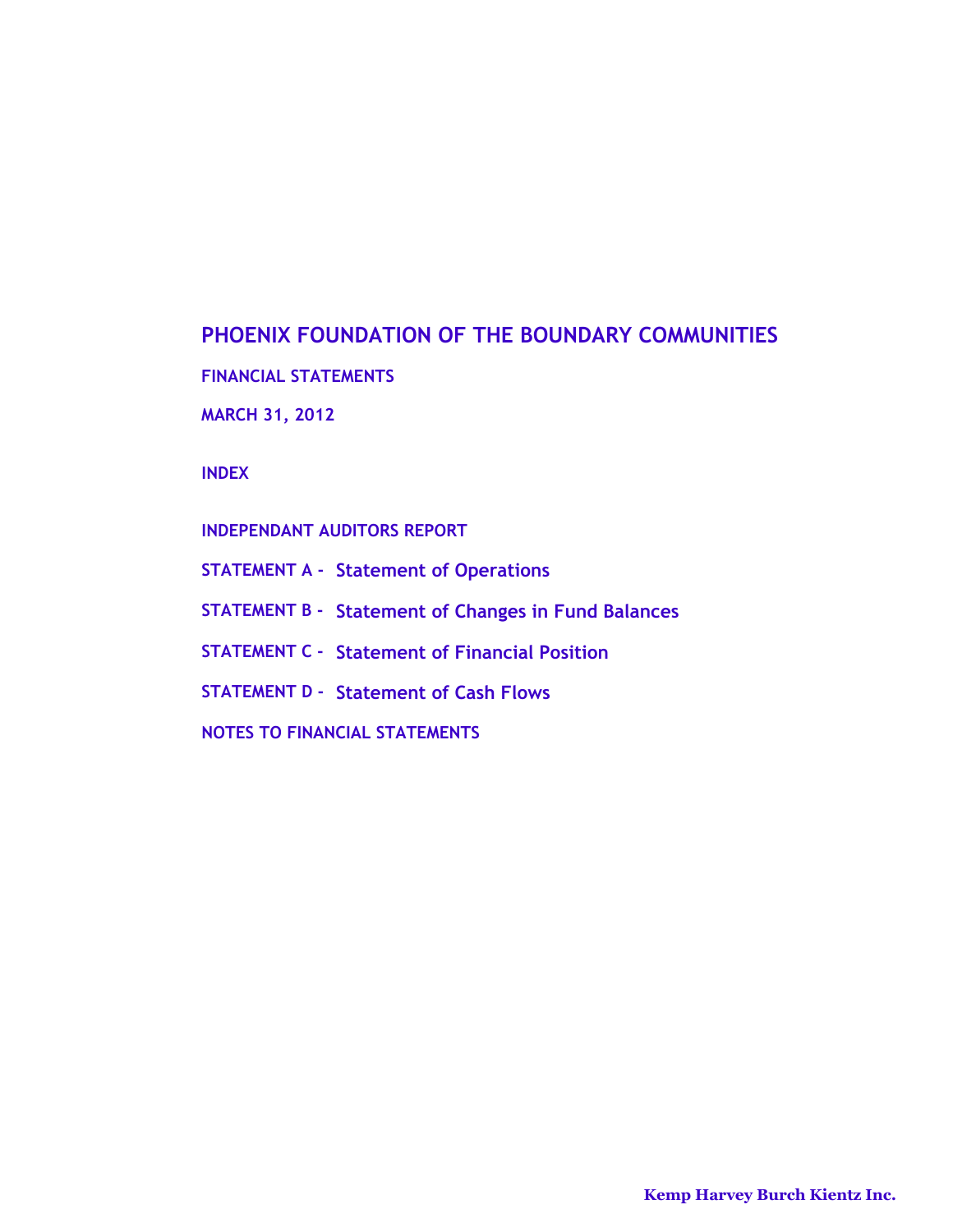# PHOENIX FOUNDATION OF THE BOUNDARY COMMUNITIES

**FINANCIAL STATEMENTS**

**MARCH 31, 2012**

**INDEX**

**INDEPENDANT AUDITORS REPORT**

**STATEMENT A -** Statement of Operations

**STATEMENT B -** Statement of Changes in Fund Balances

**STATEMENT C -** Statement of Financial Position

**STATEMENT D -** Statement of Cash Flows

**NOTES TO FINANCIAL STATEMENTS**

**Kemp Harvey Burch Kientz Inc.**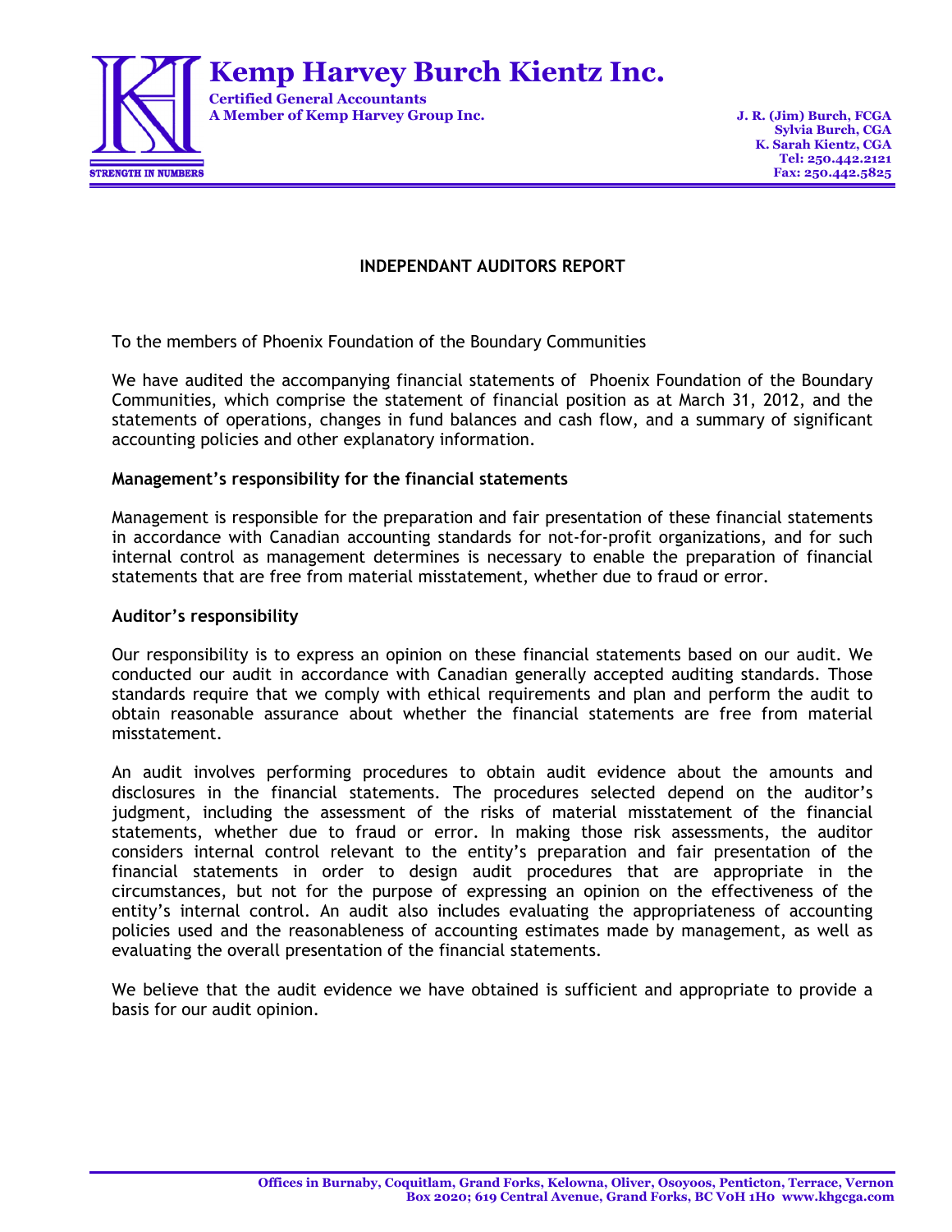# Kemp Harvey Burch Kientz Inc.

**Certified General Accountants**
**A Member of Kemp Harvey Group Inc.**

STRENGTH IN NUMBERS

**J. R. (Jim) Burch, FCGA**
**Sylvia Burch, CGA**
**K. Sarah Kientz, CGA**
**Tel: 250.442.2121**
**Fax: 250.442.5825**

## INDEPENDANT AUDITORS REPORT

To the members of Phoenix Foundation of the Boundary Communities

We have audited the accompanying financial statements of Phoenix Foundation of the Boundary Communities, which comprise the statement of financial position as at March 31, 2012, and the statements of operations, changes in fund balances and cash flow, and a summary of significant accounting policies and other explanatory information.

### Management's responsibility for the financial statements

Management is responsible for the preparation and fair presentation of these financial statements in accordance with Canadian accounting standards for not-for-profit organizations, and for such internal control as management determines is necessary to enable the preparation of financial statements that are free from material misstatement, whether due to fraud or error.

### Auditor's responsibility

Our responsibility is to express an opinion on these financial statements based on our audit. We conducted our audit in accordance with Canadian generally accepted auditing standards. Those standards require that we comply with ethical requirements and plan and perform the audit to obtain reasonable assurance about whether the financial statements are free from material misstatement.

An audit involves performing procedures to obtain audit evidence about the amounts and disclosures in the financial statements. The procedures selected depend on the auditor's judgment, including the assessment of the risks of material misstatement of the financial statements, whether due to fraud or error. In making those risk assessments, the auditor considers internal control relevant to the entity's preparation and fair presentation of the financial statements in order to design audit procedures that are appropriate in the circumstances, but not for the purpose of expressing an opinion on the effectiveness of the entity's internal control. An audit also includes evaluating the appropriateness of accounting policies used and the reasonableness of accounting estimates made by management, as well as evaluating the overall presentation of the financial statements.

We believe that the audit evidence we have obtained is sufficient and appropriate to provide a basis for our audit opinion.

**Offices in Burnaby, Coquitlam, Grand Forks, Kelowna, Oliver, Osoyoos, Penticton, Terrace, Vernon**
**Box 2020; 619 Central Avenue, Grand Forks, BC V0H 1H0 www.khgcga.com**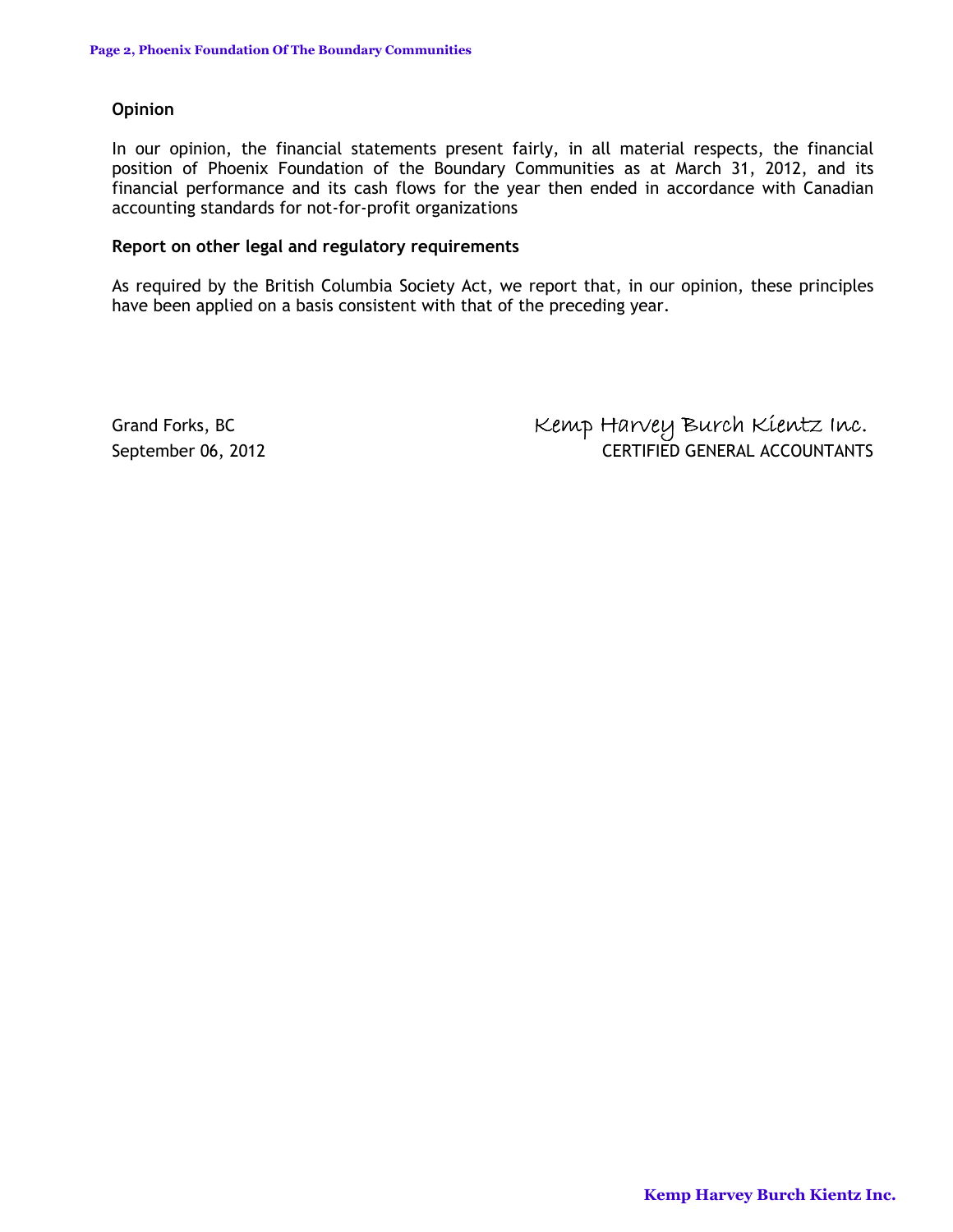**Opinion**

In our opinion, the financial statements present fairly, in all material respects, the financial position of Phoenix Foundation of the Boundary Communities as at March 31, 2012, and its financial performance and its cash flows for the year then ended in accordance with Canadian accounting standards for not-for-profit organizations

**Report on other legal and regulatory requirements**

As required by the British Columbia Society Act, we report that, in our opinion, these principles have been applied on a basis consistent with that of the preceding year.

Grand Forks, BC
September 06, 2012

Kemp Harvey Burch Kientz Inc.
CERTIFIED GENERAL ACCOUNTANTS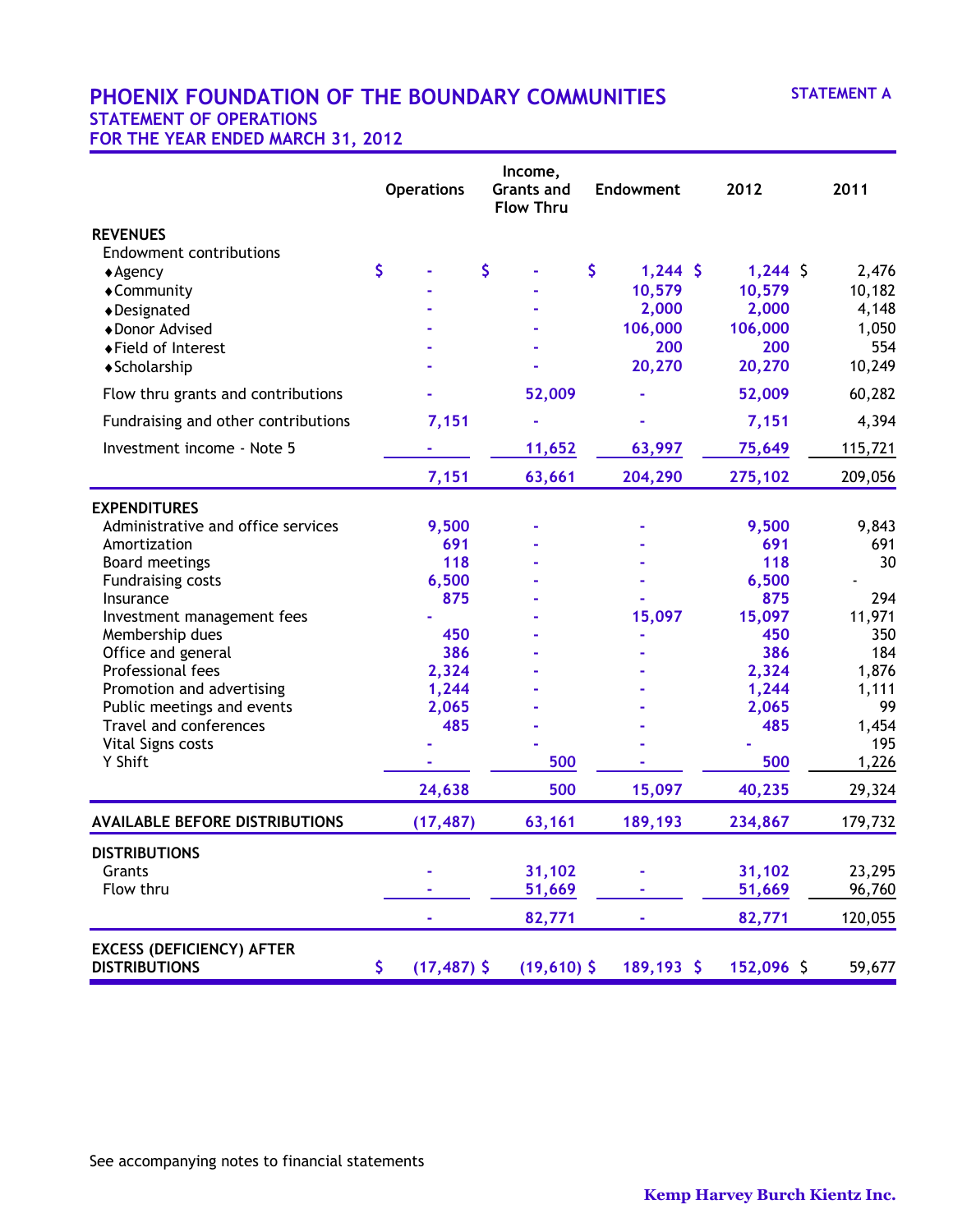# PHOENIX FOUNDATION OF THE BOUNDARY COMMUNITIES

**STATEMENT A**

## STATEMENT OF OPERATIONS
## FOR THE YEAR ENDED MARCH 31, 2012

| | Operations | Income, Grants and Flow Thru | Endowment | 2012 | 2011 |
|---|---|---|---|---|---|
| **REVENUES** | | | | | |
| Endowment contributions | | | | | |
| ♦Agency | $ - | $ - | $ 1,244 | $ 1,244 | $ 2,476 |
| ♦Community | - | - | 10,579 | 10,579 | 10,182 |
| ♦Designated | - | - | 2,000 | 2,000 | 4,148 |
| ♦Donor Advised | - | - | 106,000 | 106,000 | 1,050 |
| ♦Field of Interest | - | - | 200 | 200 | 554 |
| ♦Scholarship | - | - | 20,270 | 20,270 | 10,249 |
| Flow thru grants and contributions | - | 52,009 | - | 52,009 | 60,282 |
| Fundraising and other contributions | 7,151 | - | - | 7,151 | 4,394 |
| Investment income - Note 5 | - | 11,652 | 63,997 | 75,649 | 115,721 |
| | 7,151 | 63,661 | 204,290 | 275,102 | 209,056 |
| **EXPENDITURES** | | | | | |
| Administrative and office services | 9,500 | - | - | 9,500 | 9,843 |
| Amortization | 691 | - | - | 691 | 691 |
| Board meetings | 118 | - | - | 118 | 30 |
| Fundraising costs | 6,500 | - | - | 6,500 | - |
| Insurance | 875 | - | - | 875 | 294 |
| Investment management fees | - | - | 15,097 | 15,097 | 11,971 |
| Membership dues | 450 | - | - | 450 | 350 |
| Office and general | 386 | - | - | 386 | 184 |
| Professional fees | 2,324 | - | - | 2,324 | 1,876 |
| Promotion and advertising | 1,244 | - | - | 1,244 | 1,111 |
| Public meetings and events | 2,065 | - | - | 2,065 | 99 |
| Travel and conferences | 485 | - | - | 485 | 1,454 |
| Vital Signs costs | - | - | - | - | 195 |
| Y Shift | - | 500 | - | 500 | 1,226 |
| | 24,638 | 500 | 15,097 | 40,235 | 29,324 |
| **AVAILABLE BEFORE DISTRIBUTIONS** | (17,487) | 63,161 | 189,193 | 234,867 | 179,732 |
| **DISTRIBUTIONS** | | | | | |
| Grants | - | 31,102 | - | 31,102 | 23,295 |
| Flow thru | - | 51,669 | - | 51,669 | 96,760 |
| | - | 82,771 | - | 82,771 | 120,055 |
| **EXCESS (DEFICIENCY) AFTER DISTRIBUTIONS** | $ (17,487) | $ (19,610) | $ 189,193 | $ 152,096 | $ 59,677 |

See accompanying notes to financial statements

**Kemp Harvey Burch Kientz Inc.**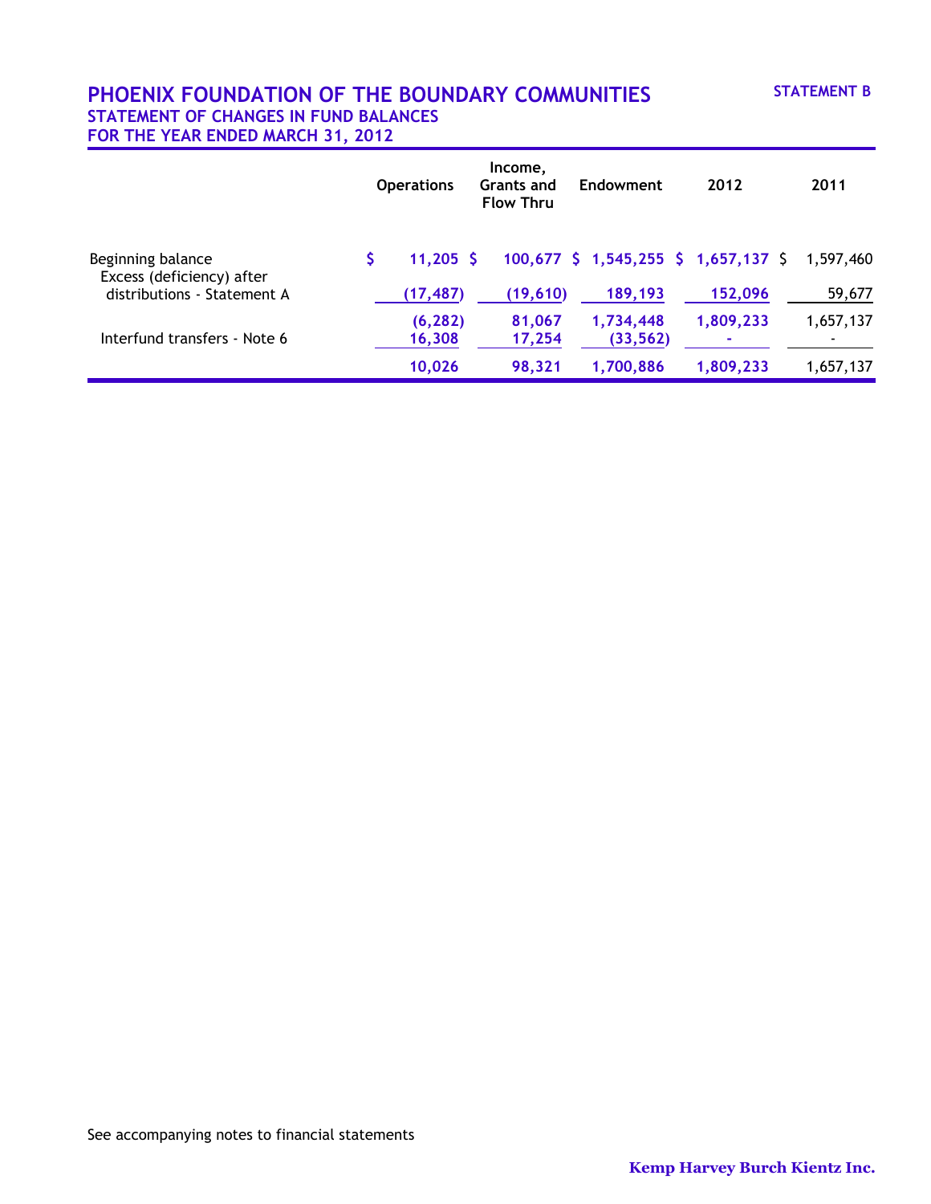# PHOENIX FOUNDATION OF THE BOUNDARY COMMUNITIES

**STATEMENT B**

## STATEMENT OF CHANGES IN FUND BALANCES
## FOR THE YEAR ENDED MARCH 31, 2012

| | Operations | Income, Grants and Flow Thru | Endowment | 2012 | 2011 |
|---|---|---|---|---|---|
| Beginning balance | $ 11,205 | $ 100,677 | $ 1,545,255 | $ 1,657,137 | $ 1,597,460 |
| Excess (deficiency) after distributions - Statement A | (17,487) | (19,610) | 189,193 | 152,096 | 59,677 |
| | (6,282) | 81,067 | 1,734,448 | 1,809,233 | 1,657,137 |
| Interfund transfers - Note 6 | 16,308 | 17,254 | (33,562) | - | - |
| | 10,026 | 98,321 | 1,700,886 | 1,809,233 | 1,657,137 |

See accompanying notes to financial statements

**Kemp Harvey Burch Kientz Inc.**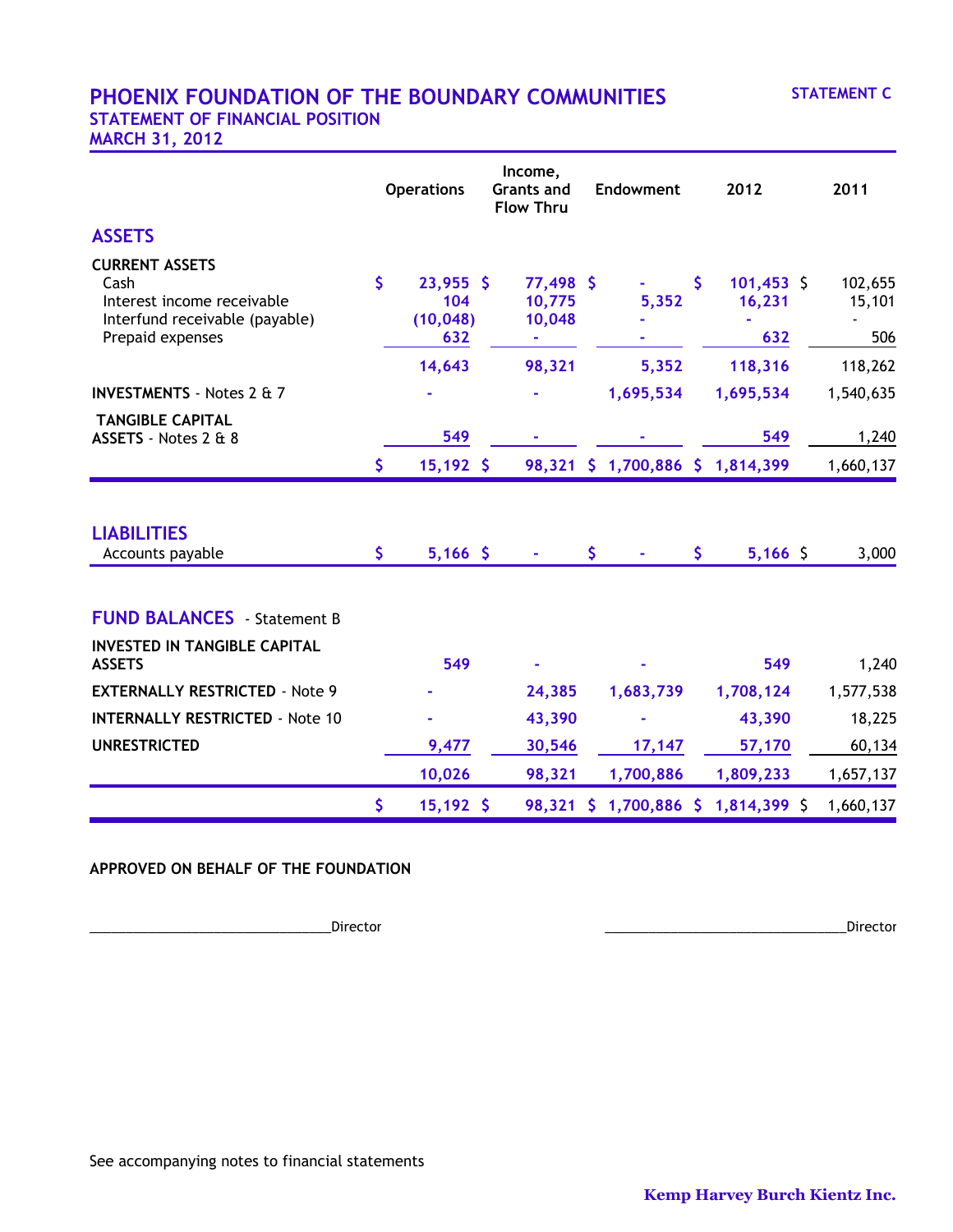# PHOENIX FOUNDATION OF THE BOUNDARY COMMUNITIES

**STATEMENT C**

## STATEMENT OF FINANCIAL POSITION
## MARCH 31, 2012

| | Operations | Income, Grants and Flow Thru | Endowment | 2012 | 2011 |
|---|---|---|---|---|---|
| **ASSETS** | | | | | |
| **CURRENT ASSETS** | | | | | |
| Cash | $ 23,955 | $ 77,498 | $ - | $ 101,453 | $ 102,655 |
| Interest income receivable | 104 | 10,775 | 5,352 | 16,231 | 15,101 |
| Interfund receivable (payable) | (10,048) | 10,048 | - | - | - |
| Prepaid expenses | 632 | - | - | 632 | 506 |
| | 14,643 | 98,321 | 5,352 | 118,316 | 118,262 |
| **INVESTMENTS** - Notes 2 & 7 | - | - | 1,695,534 | 1,695,534 | 1,540,635 |
| **TANGIBLE CAPITAL ASSETS** - Notes 2 & 8 | 549 | - | - | 549 | 1,240 |
| | $ 15,192 | $ 98,321 | $ 1,700,886 | $ 1,814,399 | 1,660,137 |
| **LIABILITIES** | | | | | |
| Accounts payable | $ 5,166 | $ - | $ - | $ 5,166 | $ 3,000 |
| **FUND BALANCES** - Statement B | | | | | |
| **INVESTED IN TANGIBLE CAPITAL ASSETS** | 549 | - | - | 549 | 1,240 |
| **EXTERNALLY RESTRICTED** - Note 9 | - | 24,385 | 1,683,739 | 1,708,124 | 1,577,538 |
| **INTERNALLY RESTRICTED** - Note 10 | - | 43,390 | - | 43,390 | 18,225 |
| **UNRESTRICTED** | 9,477 | 30,546 | 17,147 | 57,170 | 60,134 |
| | 10,026 | 98,321 | 1,700,886 | 1,809,233 | 1,657,137 |
| | $ 15,192 | $ 98,321 | $ 1,700,886 | $ 1,814,399 | $ 1,660,137 |

**APPROVED ON BEHALF OF THE FOUNDATION**

________________________________Director ________________________________Director

See accompanying notes to financial statements

**Kemp Harvey Burch Kientz Inc.**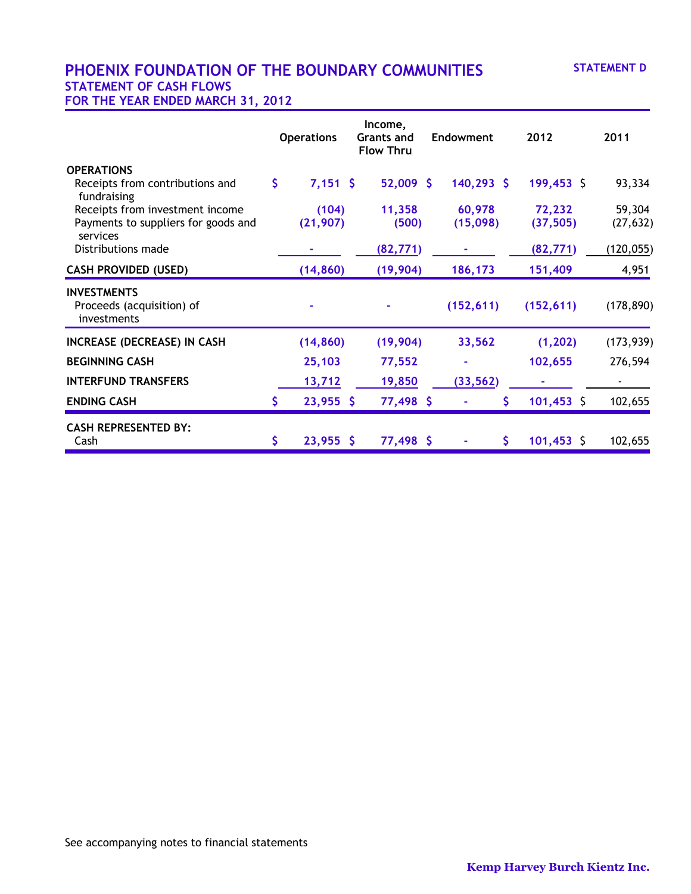# PHOENIX FOUNDATION OF THE BOUNDARY COMMUNITIES

**STATEMENT D**

## STATEMENT OF CASH FLOWS
## FOR THE YEAR ENDED MARCH 31, 2012

| | Operations | Income, Grants and Flow Thru | Endowment | 2012 | 2011 |
|---|---|---|---|---|---|
| **OPERATIONS** | | | | | |
| Receipts from contributions and fundraising | $ 7,151 | $ 52,009 | $ 140,293 | $ 199,453 | $ 93,334 |
| Receipts from investment income | (104) | 11,358 | 60,978 | 72,232 | 59,304 |
| Payments to suppliers for goods and services | (21,907) | (500) | (15,098) | (37,505) | (27,632) |
| Distributions made | - | (82,771) | - | (82,771) | (120,055) |
| **CASH PROVIDED (USED)** | (14,860) | (19,904) | 186,173 | 151,409 | 4,951 |
| **INVESTMENTS** | | | | | |
| Proceeds (acquisition) of investments | - | - | (152,611) | (152,611) | (178,890) |
| **INCREASE (DECREASE) IN CASH** | (14,860) | (19,904) | 33,562 | (1,202) | (173,939) |
| **BEGINNING CASH** | 25,103 | 77,552 | - | 102,655 | 276,594 |
| **INTERFUND TRANSFERS** | 13,712 | 19,850 | (33,562) | - | - |
| **ENDING CASH** | $ 23,955 | $ 77,498 | $ - | $ 101,453 | $ 102,655 |
| **CASH REPRESENTED BY:** | | | | | |
| Cash | $ 23,955 | $ 77,498 | $ - | $ 101,453 | $ 102,655 |

See accompanying notes to financial statements

Kemp Harvey Burch Kientz Inc.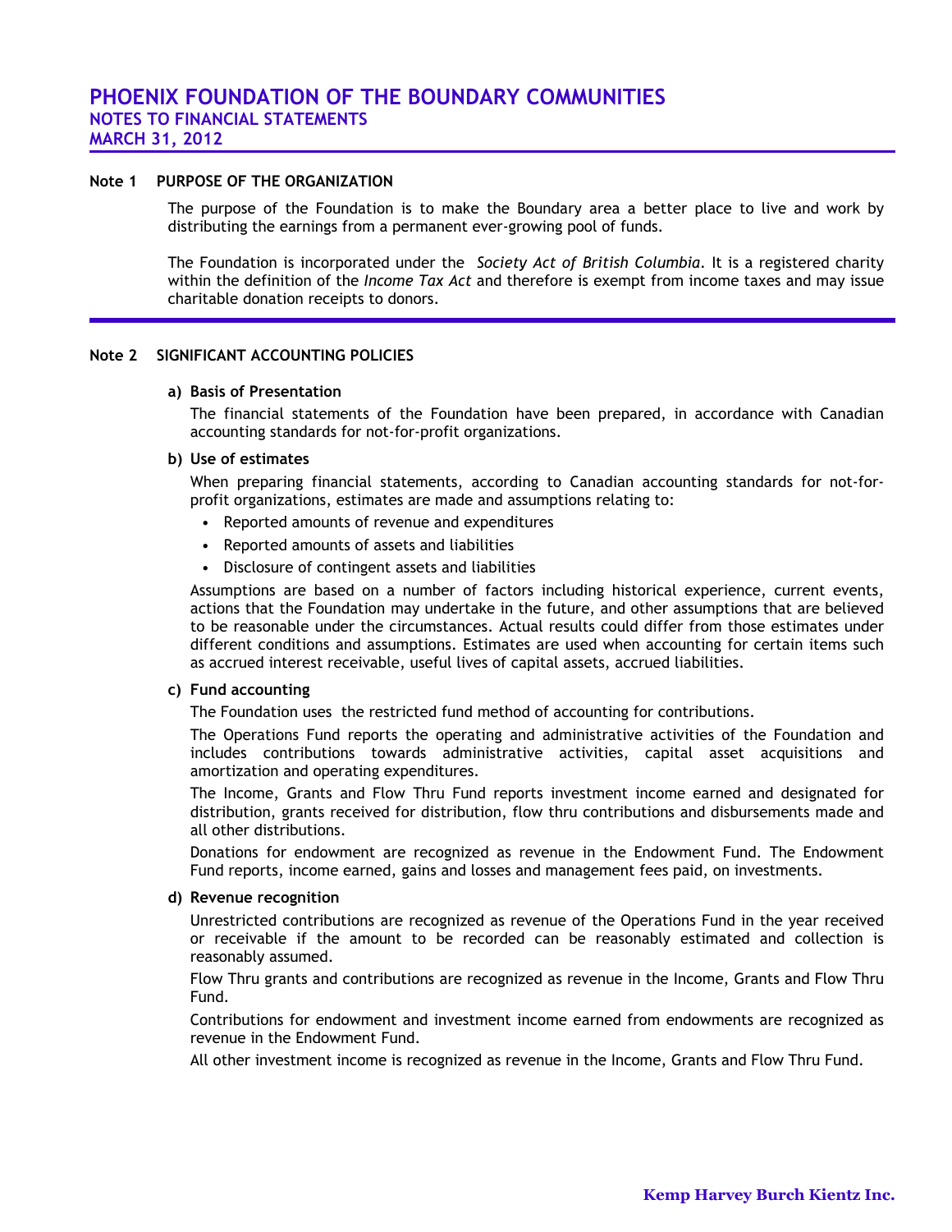# PHOENIX FOUNDATION OF THE BOUNDARY COMMUNITIES
## NOTES TO FINANCIAL STATEMENTS
## MARCH 31, 2012

### Note 1 PURPOSE OF THE ORGANIZATION

The purpose of the Foundation is to make the Boundary area a better place to live and work by distributing the earnings from a permanent ever-growing pool of funds.

The Foundation is incorporated under the *Society Act of British Columbia*. It is a registered charity within the definition of the *Income Tax Act* and therefore is exempt from income taxes and may issue charitable donation receipts to donors.

### Note 2 SIGNIFICANT ACCOUNTING POLICIES

**a) Basis of Presentation**

The financial statements of the Foundation have been prepared, in accordance with Canadian accounting standards for not-for-profit organizations.

**b) Use of estimates**

When preparing financial statements, according to Canadian accounting standards for not-for-profit organizations, estimates are made and assumptions relating to:

- Reported amounts of revenue and expenditures
- Reported amounts of assets and liabilities
- Disclosure of contingent assets and liabilities

Assumptions are based on a number of factors including historical experience, current events, actions that the Foundation may undertake in the future, and other assumptions that are believed to be reasonable under the circumstances. Actual results could differ from those estimates under different conditions and assumptions. Estimates are used when accounting for certain items such as accrued interest receivable, useful lives of capital assets, accrued liabilities.

**c) Fund accounting**

The Foundation uses the restricted fund method of accounting for contributions.

The Operations Fund reports the operating and administrative activities of the Foundation and includes contributions towards administrative activities, capital asset acquisitions and amortization and operating expenditures.

The Income, Grants and Flow Thru Fund reports investment income earned and designated for distribution, grants received for distribution, flow thru contributions and disbursements made and all other distributions.

Donations for endowment are recognized as revenue in the Endowment Fund. The Endowment Fund reports, income earned, gains and losses and management fees paid, on investments.

**d) Revenue recognition**

Unrestricted contributions are recognized as revenue of the Operations Fund in the year received or receivable if the amount to be recorded can be reasonably estimated and collection is reasonably assumed.

Flow Thru grants and contributions are recognized as revenue in the Income, Grants and Flow Thru Fund.

Contributions for endowment and investment income earned from endowments are recognized as revenue in the Endowment Fund.

All other investment income is recognized as revenue in the Income, Grants and Flow Thru Fund.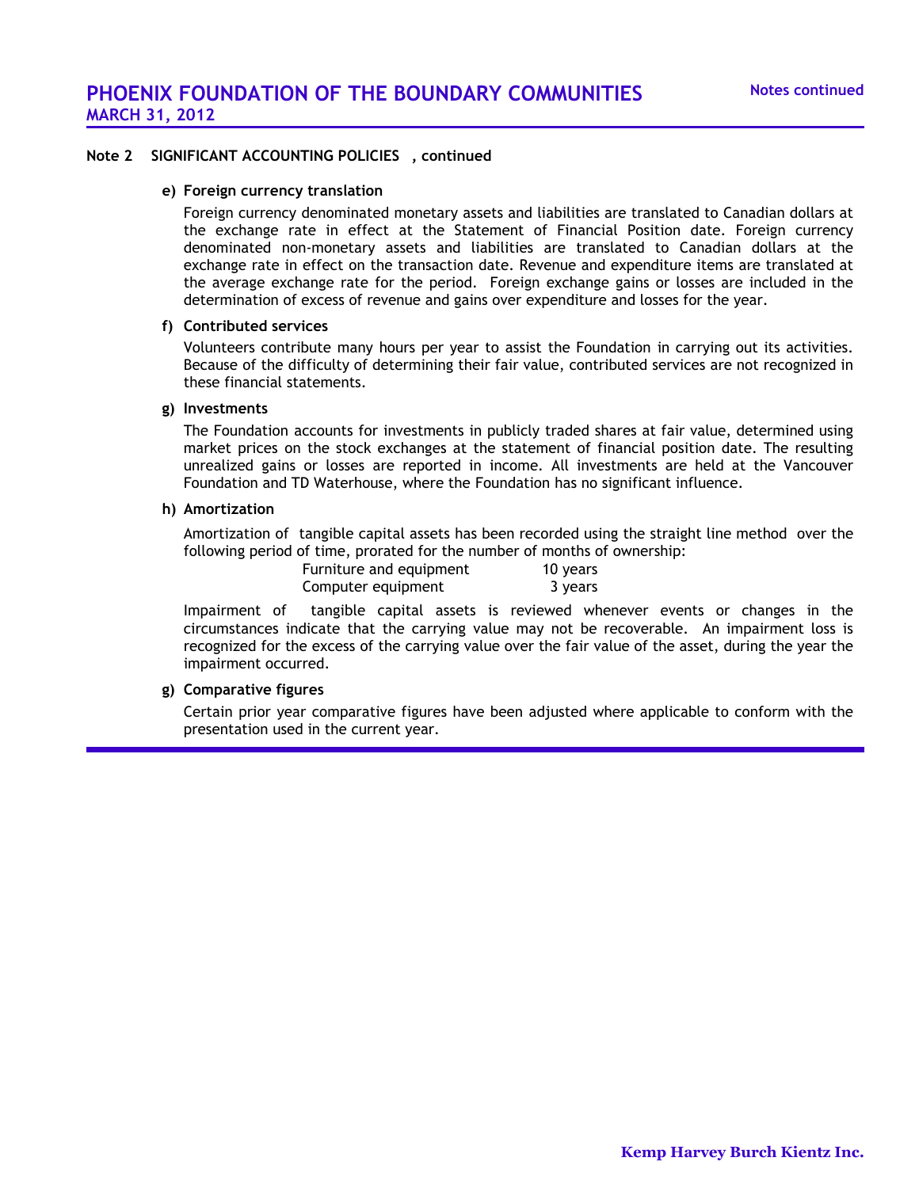### Note 2 SIGNIFICANT ACCOUNTING POLICIES , continued

**e) Foreign currency translation**

Foreign currency denominated monetary assets and liabilities are translated to Canadian dollars at the exchange rate in effect at the Statement of Financial Position date. Foreign currency denominated non-monetary assets and liabilities are translated to Canadian dollars at the exchange rate in effect on the transaction date. Revenue and expenditure items are translated at the average exchange rate for the period. Foreign exchange gains or losses are included in the determination of excess of revenue and gains over expenditure and losses for the year.

**f) Contributed services**

Volunteers contribute many hours per year to assist the Foundation in carrying out its activities. Because of the difficulty of determining their fair value, contributed services are not recognized in these financial statements.

**g) Investments**

The Foundation accounts for investments in publicly traded shares at fair value, determined using market prices on the stock exchanges at the statement of financial position date. The resulting unrealized gains or losses are reported in income. All investments are held at the Vancouver Foundation and TD Waterhouse, where the Foundation has no significant influence.

**h) Amortization**

Amortization of tangible capital assets has been recorded using the straight line method over the following period of time, prorated for the number of months of ownership:

| | |
|---|---|
| Furniture and equipment | 10 years |
| Computer equipment | 3 years |

Impairment of tangible capital assets is reviewed whenever events or changes in the circumstances indicate that the carrying value may not be recoverable. An impairment loss is recognized for the excess of the carrying value over the fair value of the asset, during the year the impairment occurred.

**g) Comparative figures**

Certain prior year comparative figures have been adjusted where applicable to conform with the presentation used in the current year.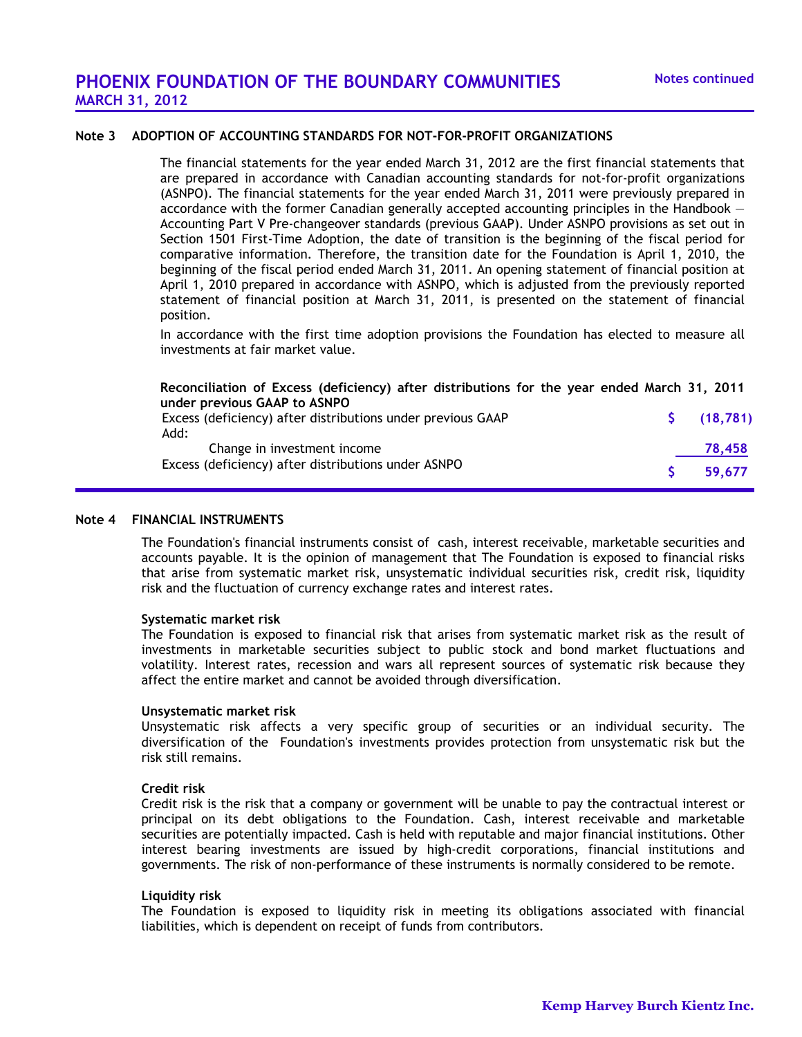## Note 3 ADOPTION OF ACCOUNTING STANDARDS FOR NOT-FOR-PROFIT ORGANIZATIONS

The financial statements for the year ended March 31, 2012 are the first financial statements that are prepared in accordance with Canadian accounting standards for not-for-profit organizations (ASNPO). The financial statements for the year ended March 31, 2011 were previously prepared in accordance with the former Canadian generally accepted accounting principles in the Handbook — Accounting Part V Pre-changeover standards (previous GAAP). Under ASNPO provisions as set out in Section 1501 First-Time Adoption, the date of transition is the beginning of the fiscal period for comparative information. Therefore, the transition date for the Foundation is April 1, 2010, the beginning of the fiscal period ended March 31, 2011. An opening statement of financial position at April 1, 2010 prepared in accordance with ASNPO, which is adjusted from the previously reported statement of financial position at March 31, 2011, is presented on the statement of financial position.

In accordance with the first time adoption provisions the Foundation has elected to measure all investments at fair market value.

**Reconciliation of Excess (deficiency) after distributions for the year ended March 31, 2011 under previous GAAP to ASNPO**

| | |
|---|---|
| Excess (deficiency) after distributions under previous GAAP | $ (18,781) |
| Add: | |
| Change in investment income | 78,458 |
| Excess (deficiency) after distributions under ASNPO | $ 59,677 |

## Note 4 FINANCIAL INSTRUMENTS

The Foundation's financial instruments consist of cash, interest receivable, marketable securities and accounts payable. It is the opinion of management that The Foundation is exposed to financial risks that arise from systematic market risk, unsystematic individual securities risk, credit risk, liquidity risk and the fluctuation of currency exchange rates and interest rates.

**Systematic market risk**
The Foundation is exposed to financial risk that arises from systematic market risk as the result of investments in marketable securities subject to public stock and bond market fluctuations and volatility. Interest rates, recession and wars all represent sources of systematic risk because they affect the entire market and cannot be avoided through diversification.

**Unsystematic market risk**
Unsystematic risk affects a very specific group of securities or an individual security. The diversification of the Foundation's investments provides protection from unsystematic risk but the risk still remains.

**Credit risk**
Credit risk is the risk that a company or government will be unable to pay the contractual interest or principal on its debt obligations to the Foundation. Cash, interest receivable and marketable securities are potentially impacted. Cash is held with reputable and major financial institutions. Other interest bearing investments are issued by high-credit corporations, financial institutions and governments. The risk of non-performance of these instruments is normally considered to be remote.

**Liquidity risk**
The Foundation is exposed to liquidity risk in meeting its obligations associated with financial liabilities, which is dependent on receipt of funds from contributors.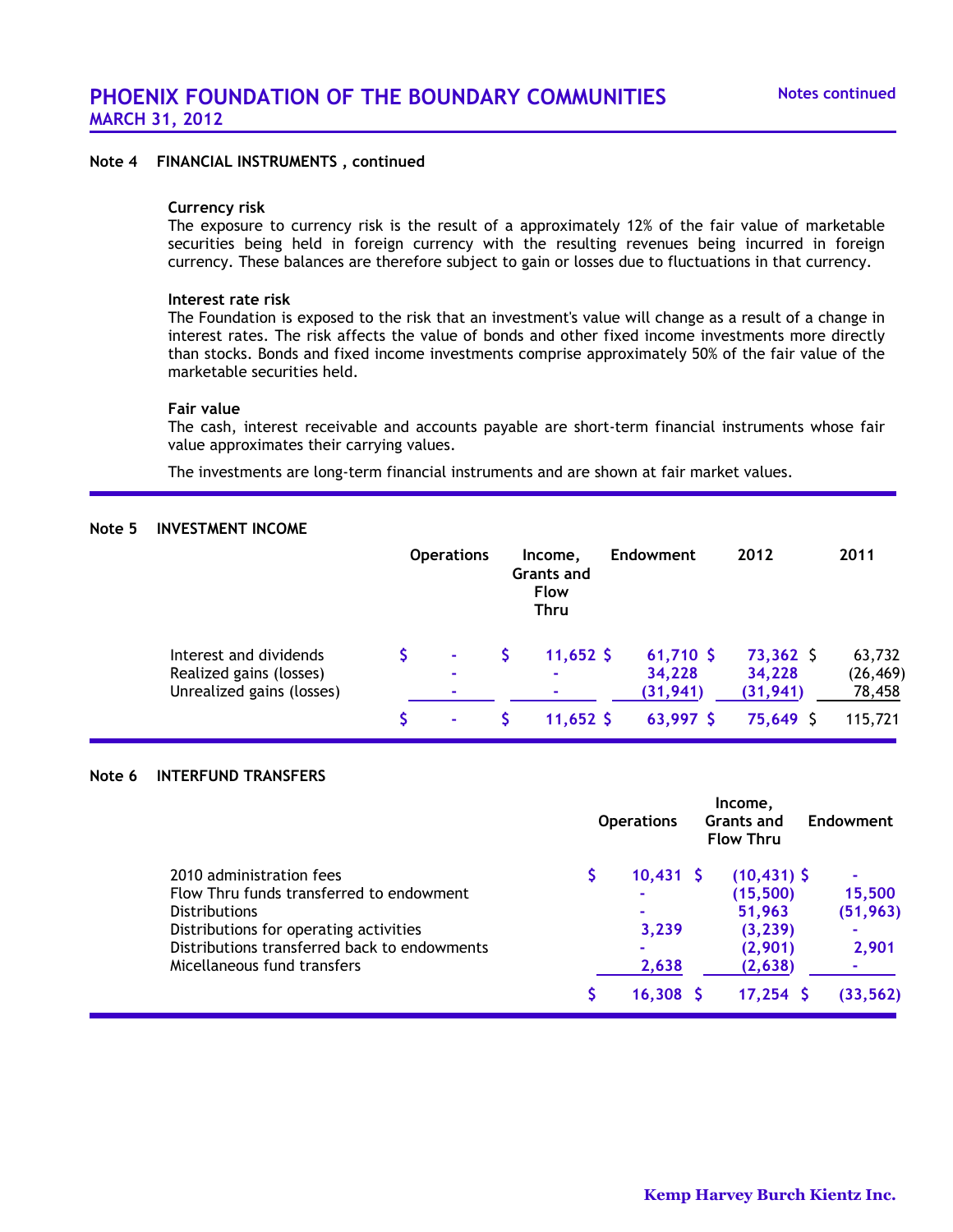### Note 4 FINANCIAL INSTRUMENTS , continued

**Currency risk**
The exposure to currency risk is the result of a approximately 12% of the fair value of marketable securities being held in foreign currency with the resulting revenues being incurred in foreign currency. These balances are therefore subject to gain or losses due to fluctuations in that currency.

**Interest rate risk**
The Foundation is exposed to the risk that an investment's value will change as a result of a change in interest rates. The risk affects the value of bonds and other fixed income investments more directly than stocks. Bonds and fixed income investments comprise approximately 50% of the fair value of the marketable securities held.

**Fair value**
The cash, interest receivable and accounts payable are short-term financial instruments whose fair value approximates their carrying values.

The investments are long-term financial instruments and are shown at fair market values.

### Note 5 INVESTMENT INCOME

| | Operations | Income, Grants and Flow Thru | Endowment | 2012 | 2011 |
|---|---|---|---|---|---|
| Interest and dividends | $ - | $ 11,652 | $ 61,710 | $ 73,362 | $ 63,732 |
| Realized gains (losses) | - | - | 34,228 | 34,228 | (26,469) |
| Unrealized gains (losses) | - | - | (31,941) | (31,941) | 78,458 |
| | $ - | $ 11,652 | $ 63,997 | $ 75,649 | $ 115,721 |

### Note 6 INTERFUND TRANSFERS

| | Operations | Income, Grants and Flow Thru | Endowment |
|---|---|---|---|
| 2010 administration fees | $ 10,431 | $ (10,431) | $ - |
| Flow Thru funds transferred to endowment | - | (15,500) | 15,500 |
| Distributions | - | 51,963 | (51,963) |
| Distributions for operating activities | 3,239 | (3,239) | - |
| Distributions transferred back to endowments | - | (2,901) | 2,901 |
| Micellaneous fund transfers | 2,638 | (2,638) | - |
| | $ 16,308 | $ 17,254 | $ (33,562) |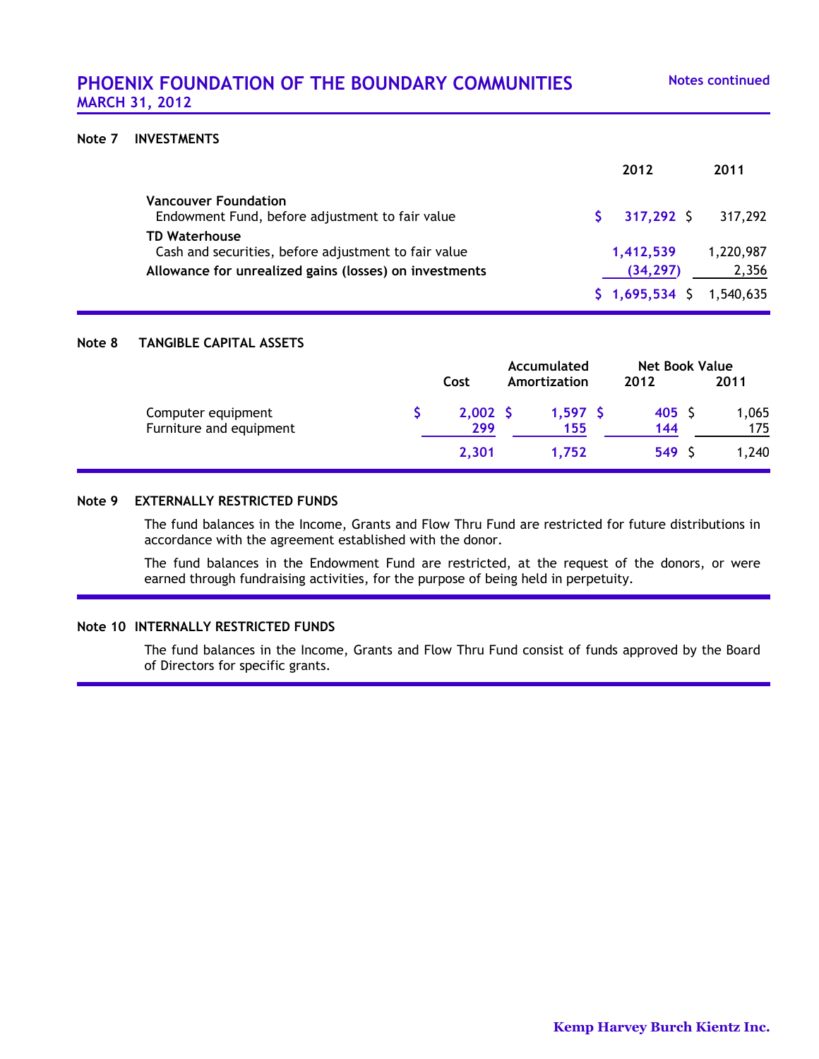# PHOENIX FOUNDATION OF THE BOUNDARY COMMUNITIES
## MARCH 31, 2012

Notes continued

### Note 7 INVESTMENTS

| | 2012 | 2011 |
|---|---|---|
| **Vancouver Foundation** | | |
| Endowment Fund, before adjustment to fair value | $ 317,292 | $ 317,292 |
| **TD Waterhouse** | | |
| Cash and securities, before adjustment to fair value | 1,412,539 | 1,220,987 |
| **Allowance for unrealized gains (losses) on investments** | (34,297) | 2,356 |
| | $ 1,695,534 | $ 1,540,635 |

### Note 8 TANGIBLE CAPITAL ASSETS

| | Cost | Accumulated Amortization | Net Book Value 2012 | Net Book Value 2011 |
|---|---|---|---|---|
| Computer equipment | $ 2,002 | $ 1,597 | $ 405 | $ 1,065 |
| Furniture and equipment | 299 | 155 | 144 | 175 |
| | 2,301 | 1,752 | 549 | $ 1,240 |

### Note 9 EXTERNALLY RESTRICTED FUNDS

The fund balances in the Income, Grants and Flow Thru Fund are restricted for future distributions in accordance with the agreement established with the donor.

The fund balances in the Endowment Fund are restricted, at the request of the donors, or were earned through fundraising activities, for the purpose of being held in perpetuity.

### Note 10 INTERNALLY RESTRICTED FUNDS

The fund balances in the Income, Grants and Flow Thru Fund consist of funds approved by the Board of Directors for specific grants.

Kemp Harvey Burch Kientz Inc.